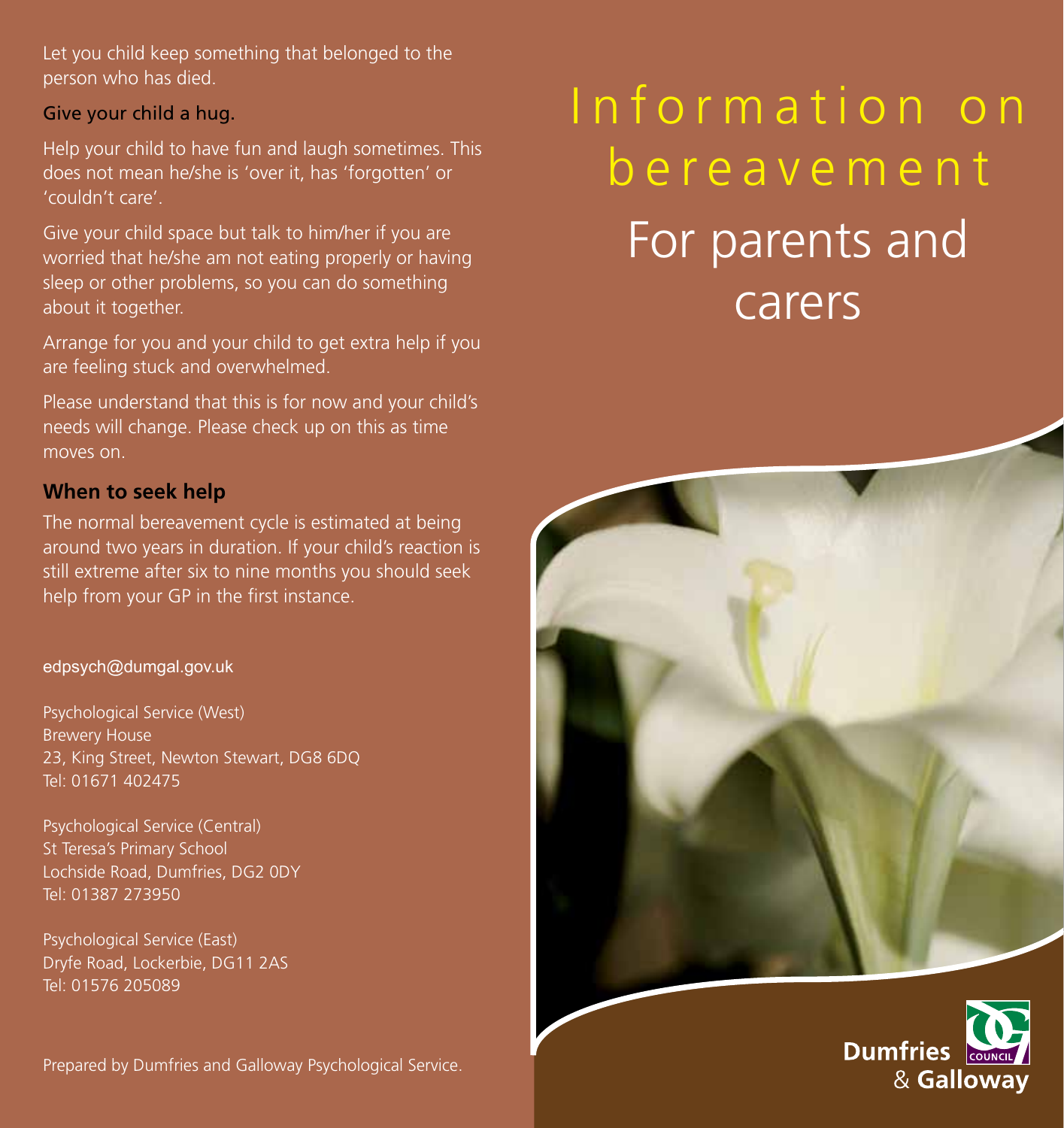Let you child keep something that belonged to the person who has died.

Give your child a hug.

Help your child to have fun and laugh sometimes. This does not mean he/she is 'over it, has 'forgotten' or 'couldn't care'.

Give your child space but talk to him/her if you are worried that he/she am not eating properly or having sleep or other problems, so you can do something about it together.

Arrange for you and your child to get extra help if you are feeling stuck and overwhelmed.

Please understand that this is for now and your child's needs will change. Please check up on this as time moves on.

### When to seek help

The normal bereavement cycle is estimated at being around two years in duration. If your child's reaction is still extreme after six to nine months you should seek help from your GP in the first instance.

edpsych@dumgal.gov.uk

Psychological Service (West)
Brewery House
23, King Street, Newton Stewart, DG8 6DQ
Tel: 01671 402475

Psychological Service (Central)
St Teresa's Primary School
Lochside Road, Dumfries, DG2 0DY
Tel: 01387 273950

Psychological Service (East)
Dryfe Road, Lockerbie, DG11 2AS
Tel: 01576 205089

Prepared by Dumfries and Galloway Psychological Service.

# Information on bereavement

## For parents and carers

Dumfries & Galloway Council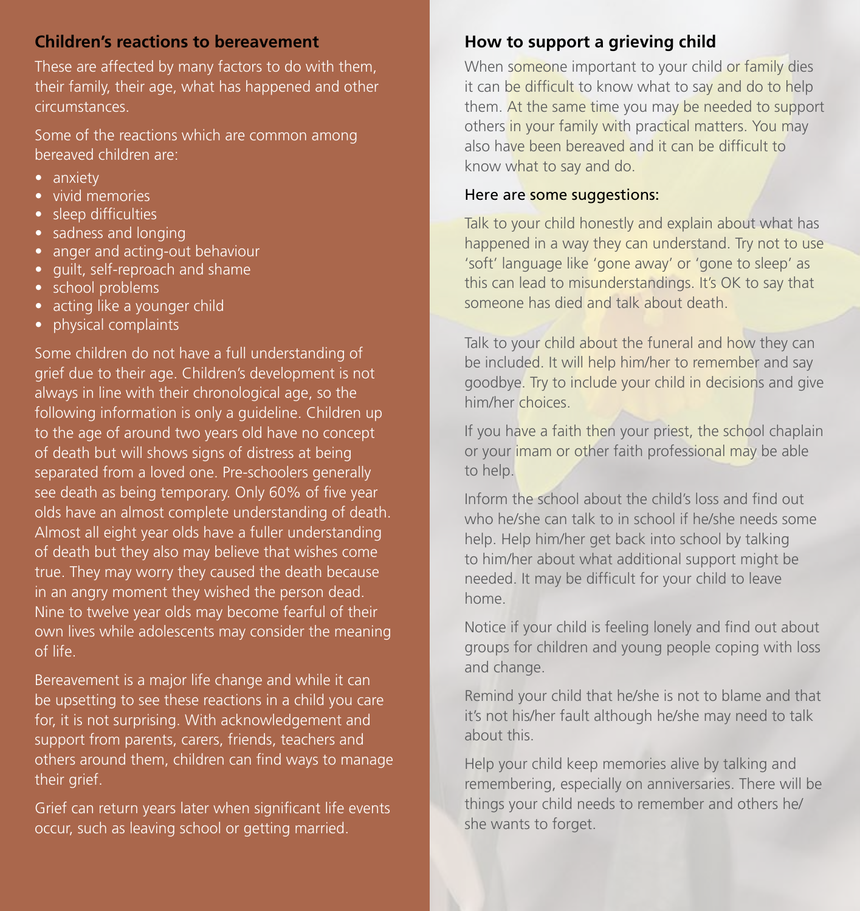## Children's reactions to bereavement

These are affected by many factors to do with them, their family, their age, what has happened and other circumstances.

Some of the reactions which are common among bereaved children are:

- anxiety
- vivid memories
- sleep difficulties
- sadness and longing
- anger and acting-out behaviour
- guilt, self-reproach and shame
- school problems
- acting like a younger child
- physical complaints

Some children do not have a full understanding of grief due to their age. Children's development is not always in line with their chronological age, so the following information is only a guideline. Children up to the age of around two years old have no concept of death but will shows signs of distress at being separated from a loved one. Pre-schoolers generally see death as being temporary. Only 60% of five year olds have an almost complete understanding of death. Almost all eight year olds have a fuller understanding of death but they also may believe that wishes come true. They may worry they caused the death because in an angry moment they wished the person dead. Nine to twelve year olds may become fearful of their own lives while adolescents may consider the meaning of life.

Bereavement is a major life change and while it can be upsetting to see these reactions in a child you care for, it is not surprising. With acknowledgement and support from parents, carers, friends, teachers and others around them, children can find ways to manage their grief.

Grief can return years later when significant life events occur, such as leaving school or getting married.

## How to support a grieving child

When someone important to your child or family dies it can be difficult to know what to say and do to help them. At the same time you may be needed to support others in your family with practical matters. You may also have been bereaved and it can be difficult to know what to say and do.

### Here are some suggestions:

Talk to your child honestly and explain about what has happened in a way they can understand. Try not to use 'soft' language like 'gone away' or 'gone to sleep' as this can lead to misunderstandings. It's OK to say that someone has died and talk about death.

Talk to your child about the funeral and how they can be included. It will help him/her to remember and say goodbye. Try to include your child in decisions and give him/her choices.

If you have a faith then your priest, the school chaplain or your imam or other faith professional may be able to help.

Inform the school about the child's loss and find out who he/she can talk to in school if he/she needs some help. Help him/her get back into school by talking to him/her about what additional support might be needed. It may be difficult for your child to leave home.

Notice if your child is feeling lonely and find out about groups for children and young people coping with loss and change.

Remind your child that he/she is not to blame and that it's not his/her fault although he/she may need to talk about this.

Help your child keep memories alive by talking and remembering, especially on anniversaries. There will be things your child needs to remember and others he/she wants to forget.